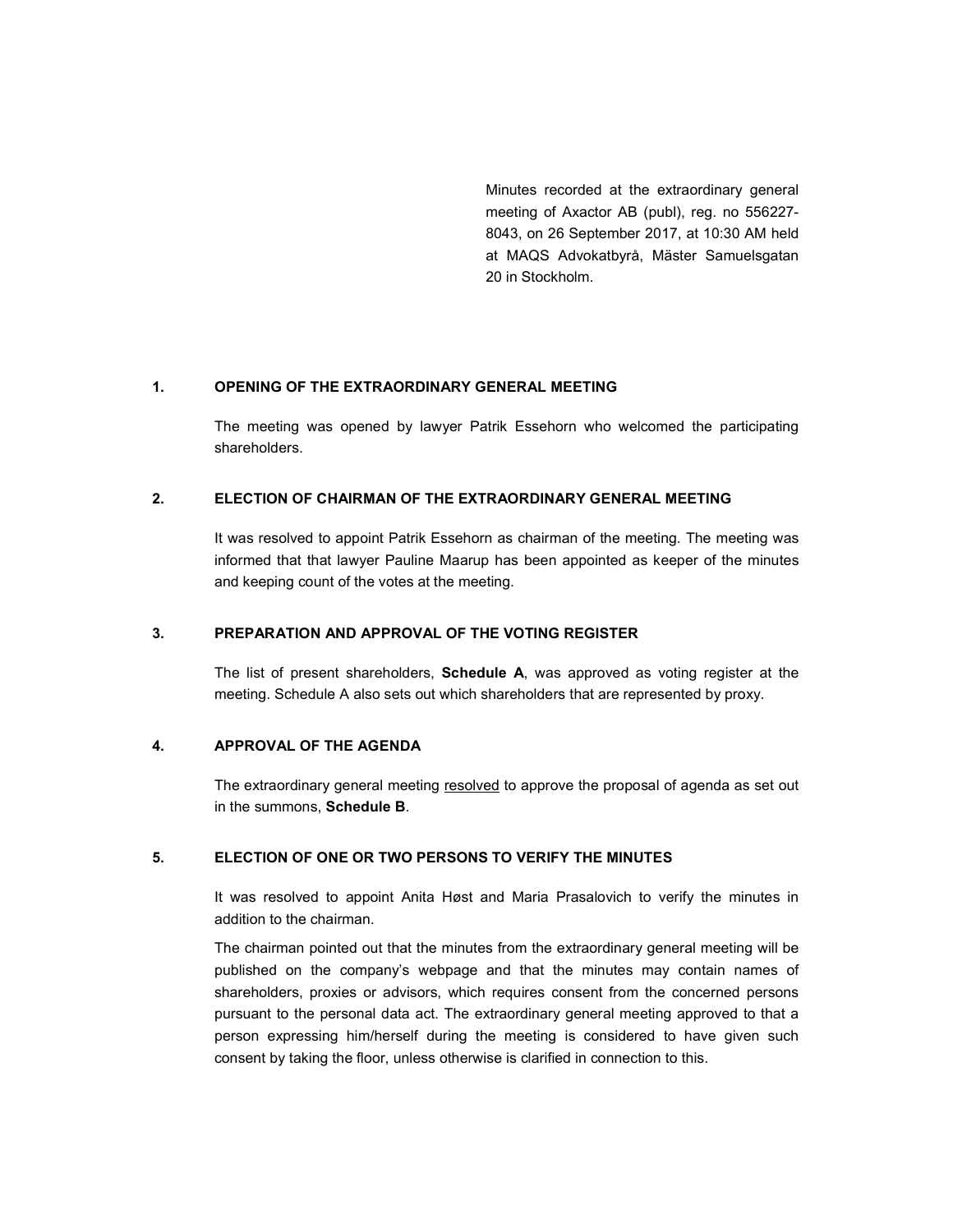Minutes recorded at the extraordinary general meeting of Axactor AB (publ), reg. no 556227-8043, on 26 September 2017, at 10:30 AM held at MAQS Advokatbyrå, Mäster Samuelsgatan 20 in Stockholm.

## 1. OPENING OF THE EXTRAORDINARY GENERAL MEETING

The meeting was opened by lawyer Patrik Essehorn who welcomed the participating shareholders.

## 2. ELECTION OF CHAIRMAN OF THE EXTRAORDINARY GENERAL MEETING

It was resolved to appoint Patrik Essehorn as chairman of the meeting. The meeting was informed that that lawyer Pauline Maarup has been appointed as keeper of the minutes and keeping count of the votes at the meeting.

## 3. PREPARATION AND APPROVAL OF THE VOTING REGISTER

The list of present shareholders, **Schedule A**, was approved as voting register at the meeting. Schedule A also sets out which shareholders that are represented by proxy.

## 4. APPROVAL OF THE AGENDA

The extraordinary general meeting resolved to approve the proposal of agenda as set out in the summons, **Schedule B**.

## 5. ELECTION OF ONE OR TWO PERSONS TO VERIFY THE MINUTES

It was resolved to appoint Anita Høst and Maria Prasalovich to verify the minutes in addition to the chairman.

The chairman pointed out that the minutes from the extraordinary general meeting will be published on the company's webpage and that the minutes may contain names of shareholders, proxies or advisors, which requires consent from the concerned persons pursuant to the personal data act. The extraordinary general meeting approved to that a person expressing him/herself during the meeting is considered to have given such consent by taking the floor, unless otherwise is clarified in connection to this.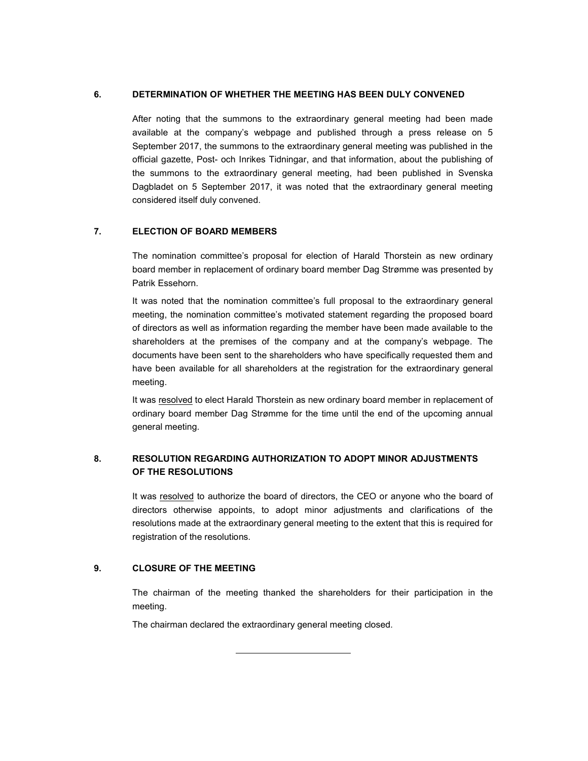## 6. DETERMINATION OF WHETHER THE MEETING HAS BEEN DULY CONVENED

After noting that the summons to the extraordinary general meeting had been made available at the company's webpage and published through a press release on 5 September 2017, the summons to the extraordinary general meeting was published in the official gazette, Post- och Inrikes Tidningar, and that information, about the publishing of the summons to the extraordinary general meeting, had been published in Svenska Dagbladet on 5 September 2017, it was noted that the extraordinary general meeting considered itself duly convened.

## 7. ELECTION OF BOARD MEMBERS

The nomination committee's proposal for election of Harald Thorstein as new ordinary board member in replacement of ordinary board member Dag Strømme was presented by Patrik Essehorn.

It was noted that the nomination committee's full proposal to the extraordinary general meeting, the nomination committee's motivated statement regarding the proposed board of directors as well as information regarding the member have been made available to the shareholders at the premises of the company and at the company's webpage. The documents have been sent to the shareholders who have specifically requested them and have been available for all shareholders at the registration for the extraordinary general meeting.

It was <u>resolved</u> to elect Harald Thorstein as new ordinary board member in replacement of ordinary board member Dag Strømme for the time until the end of the upcoming annual general meeting.

## 8. RESOLUTION REGARDING AUTHORIZATION TO ADOPT MINOR ADJUSTMENTS OF THE RESOLUTIONS

It was <u>resolved</u> to authorize the board of directors, the CEO or anyone who the board of directors otherwise appoints, to adopt minor adjustments and clarifications of the resolutions made at the extraordinary general meeting to the extent that this is required for registration of the resolutions.

## 9. CLOSURE OF THE MEETING

The chairman of the meeting thanked the shareholders for their participation in the meeting.

The chairman declared the extraordinary general meeting closed.

---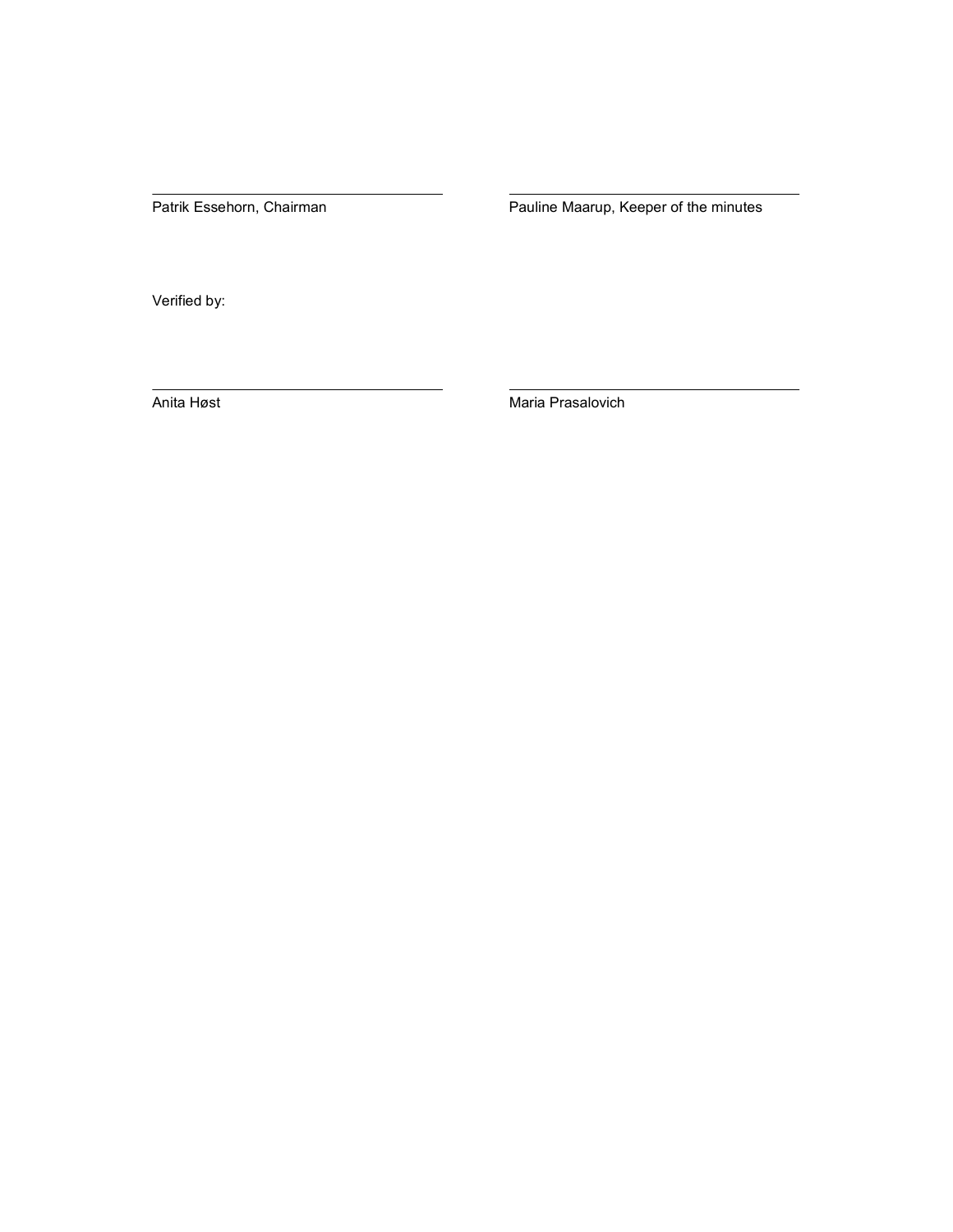\_\_\_\_\_\_\_\_\_\_\_\_\_\_\_\_\_\_\_\_\_\_\_\_\_\_\_\_\_\_
Patrik Essehorn, Chairman

\_\_\_\_\_\_\_\_\_\_\_\_\_\_\_\_\_\_\_\_\_\_\_\_\_\_\_\_\_\_
Pauline Maarup, Keeper of the minutes

Verified by:

\_\_\_\_\_\_\_\_\_\_\_\_\_\_\_\_\_\_\_\_\_\_\_\_\_\_\_\_\_\_
Anita Høst

\_\_\_\_\_\_\_\_\_\_\_\_\_\_\_\_\_\_\_\_\_\_\_\_\_\_\_\_\_\_
Maria Prasalovich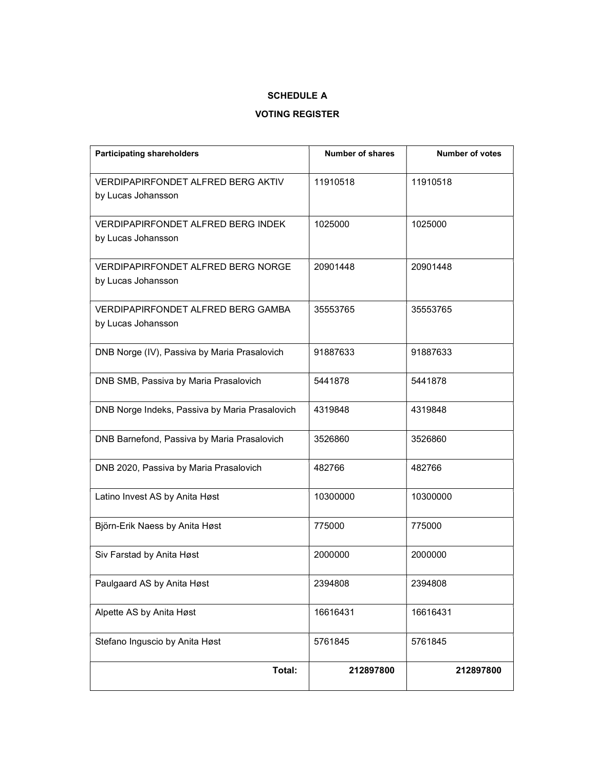**SCHEDULE A**

**VOTING REGISTER**

| **Participating shareholders** | **Number of shares** | **Number of votes** |
|---|---|---|
| VERDIPAPIRFONDET ALFRED BERG AKTIV by Lucas Johansson | 11910518 | 11910518 |
| VERDIPAPIRFONDET ALFRED BERG INDEK by Lucas Johansson | 1025000 | 1025000 |
| VERDIPAPIRFONDET ALFRED BERG NORGE by Lucas Johansson | 20901448 | 20901448 |
| VERDIPAPIRFONDET ALFRED BERG GAMBA by Lucas Johansson | 35553765 | 35553765 |
| DNB Norge (IV), Passiva by Maria Prasalovich | 91887633 | 91887633 |
| DNB SMB, Passiva by Maria Prasalovich | 5441878 | 5441878 |
| DNB Norge Indeks, Passiva by Maria Prasalovich | 4319848 | 4319848 |
| DNB Barnefond, Passiva by Maria Prasalovich | 3526860 | 3526860 |
| DNB 2020, Passiva by Maria Prasalovich | 482766 | 482766 |
| Latino Invest AS by Anita Høst | 10300000 | 10300000 |
| Björn-Erik Naess by Anita Høst | 775000 | 775000 |
| Siv Farstad by Anita Høst | 2000000 | 2000000 |
| Paulgaard AS by Anita Høst | 2394808 | 2394808 |
| Alpette AS by Anita Høst | 16616431 | 16616431 |
| Stefano Inguscio by Anita Høst | 5761845 | 5761845 |
| **Total:** | **212897800** | **212897800** |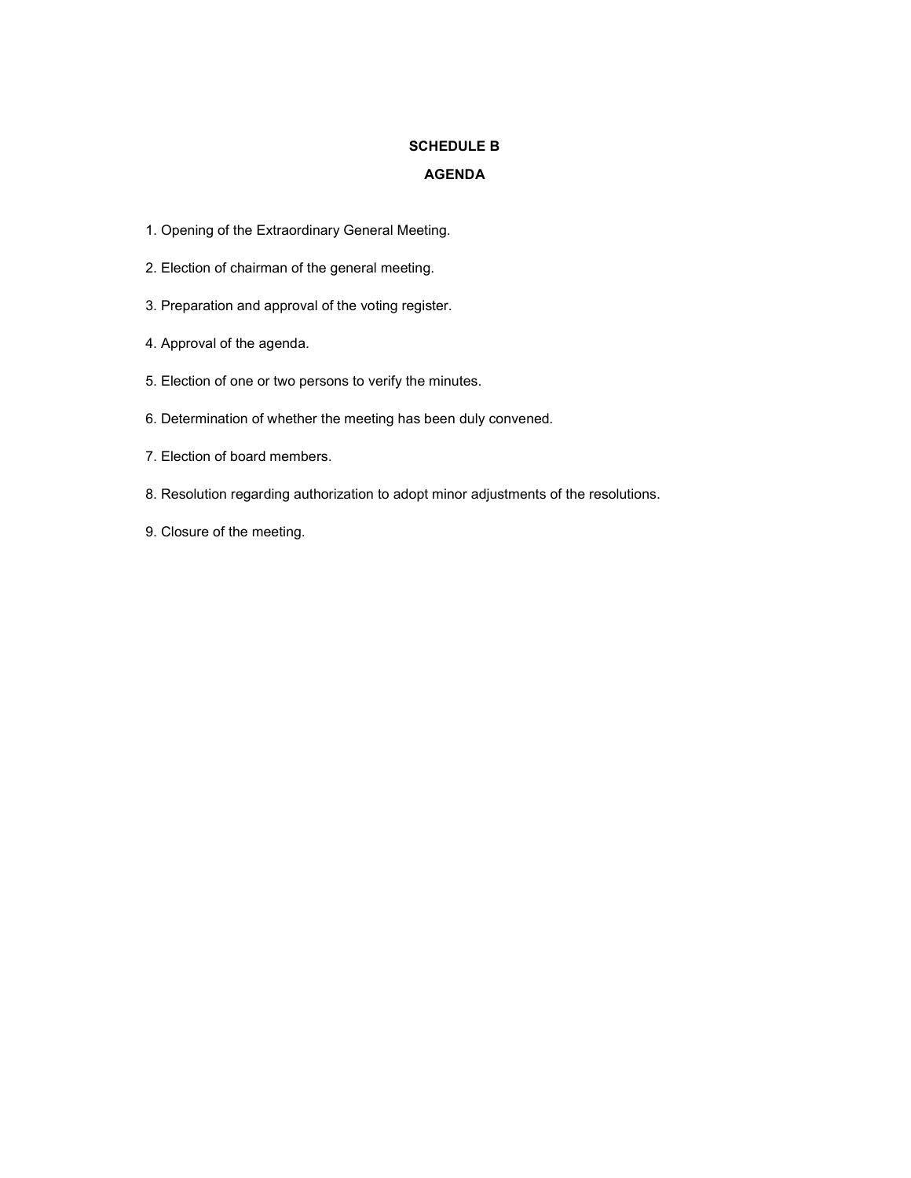**SCHEDULE B**

**AGENDA**

1. Opening of the Extraordinary General Meeting.
2. Election of chairman of the general meeting.
3. Preparation and approval of the voting register.
4. Approval of the agenda.
5. Election of one or two persons to verify the minutes.
6. Determination of whether the meeting has been duly convened.
7. Election of board members.
8. Resolution regarding authorization to adopt minor adjustments of the resolutions.
9. Closure of the meeting.